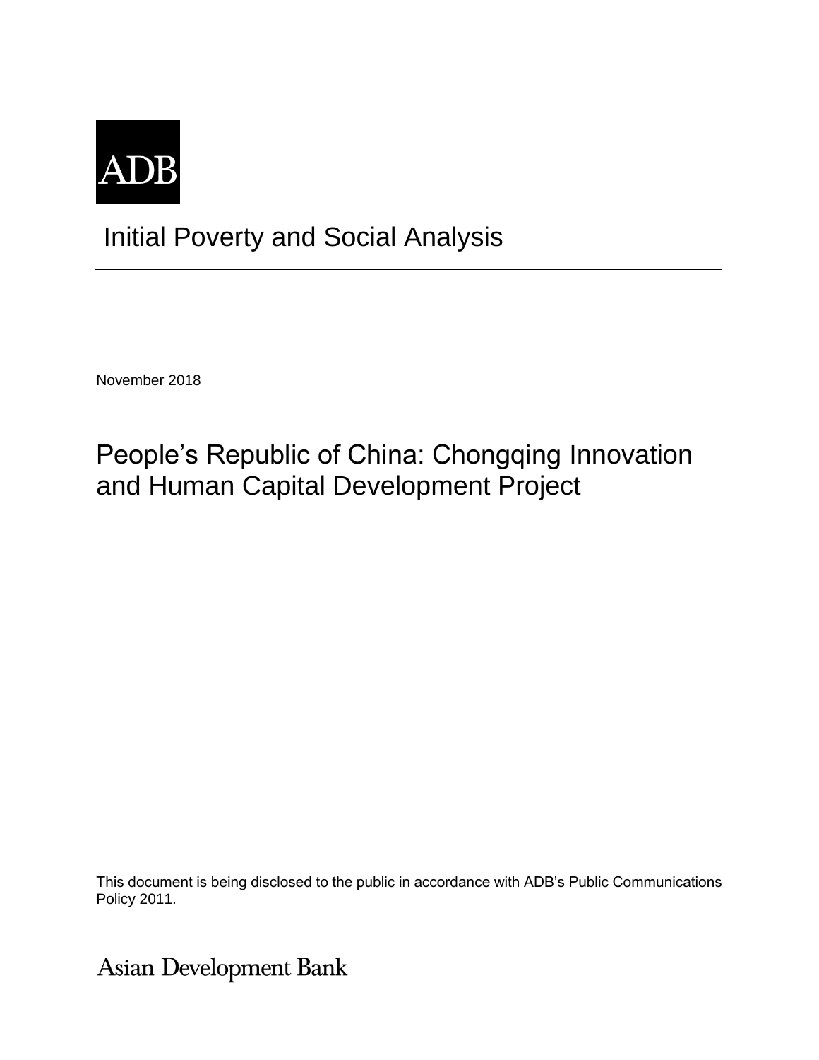ADB

# Initial Poverty and Social Analysis

November 2018

## People’s Republic of China: Chongqing Innovation and Human Capital Development Project

This document is being disclosed to the public in accordance with ADB’s Public Communications Policy 2011.

Asian Development Bank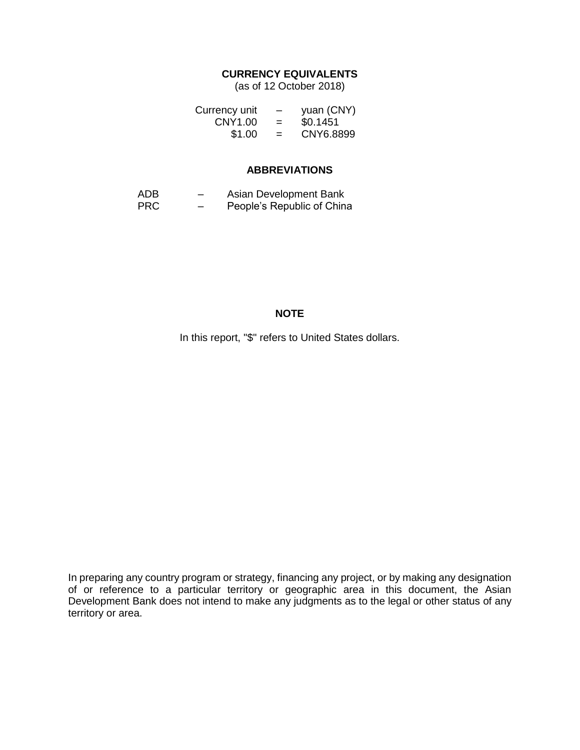## CURRENCY EQUIVALENTS

(as of 12 October 2018)

| | | |
|---|---|---|
| Currency unit | – | yuan (CNY) |
| CNY1.00 | = | $0.1451 |
| $1.00 | = | CNY6.8899 |

## ABBREVIATIONS

| | | |
|---|---|---|
| ADB | – | Asian Development Bank |
| PRC | – | People's Republic of China |

## NOTE

In this report, "$" refers to United States dollars.

In preparing any country program or strategy, financing any project, or by making any designation of or reference to a particular territory or geographic area in this document, the Asian Development Bank does not intend to make any judgments as to the legal or other status of any territory or area.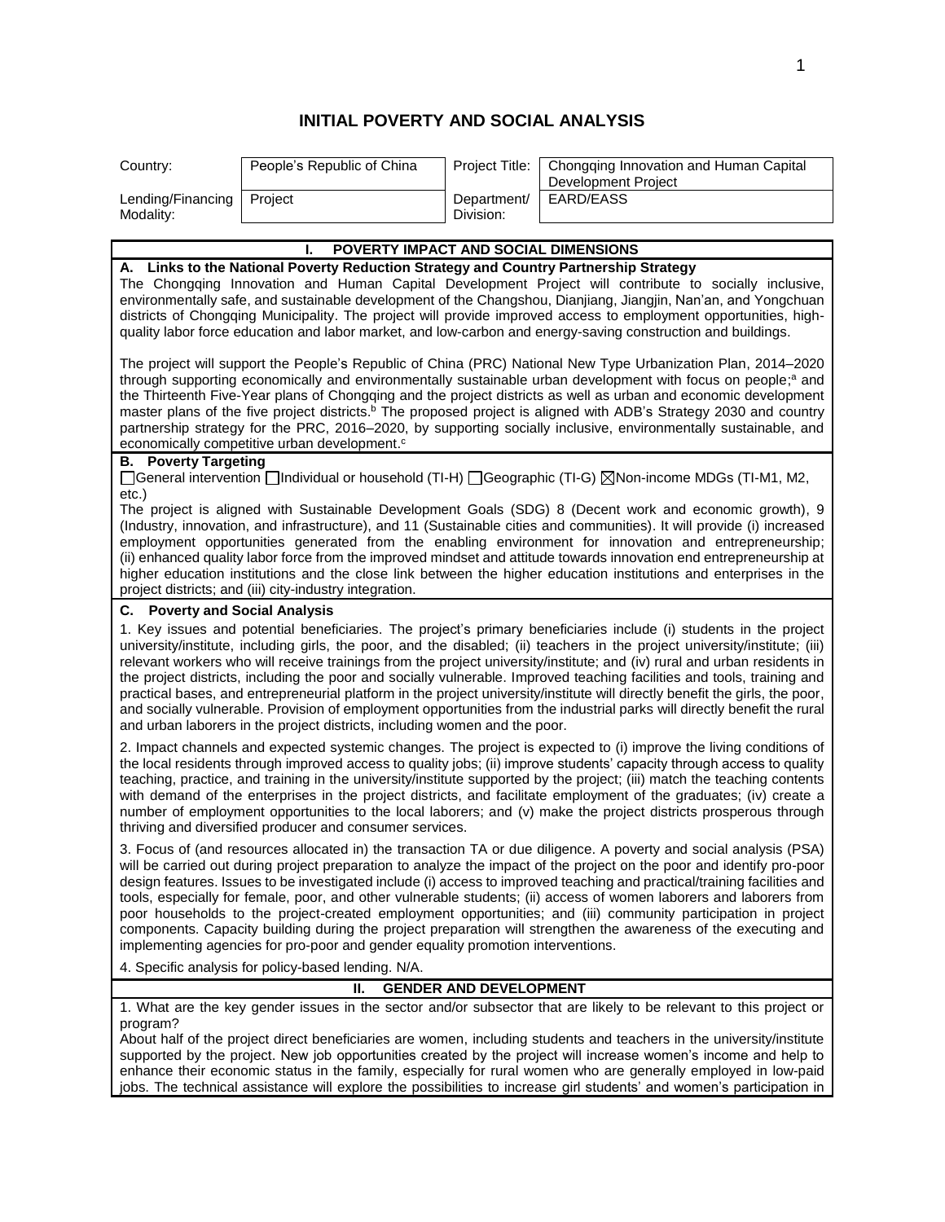# INITIAL POVERTY AND SOCIAL ANALYSIS

| Country: | People's Republic of China | Project Title: | Chongqing Innovation and Human Capital Development Project |
|---|---|---|---|
| Lending/Financing Modality: | Project | Department/ Division: | EARD/EASS |

## I. POVERTY IMPACT AND SOCIAL DIMENSIONS

### A. Links to the National Poverty Reduction Strategy and Country Partnership Strategy

The Chongqing Innovation and Human Capital Development Project will contribute to socially inclusive, environmentally safe, and sustainable development of the Changshou, Dianjiang, Jiangjin, Nan'an, and Yongchuan districts of Chongqing Municipality. The project will provide improved access to employment opportunities, high-quality labor force education and labor market, and low-carbon and energy-saving construction and buildings.

The project will support the People's Republic of China (PRC) National New Type Urbanization Plan, 2014–2020 through supporting economically and environmentally sustainable urban development with focus on people;[a] and the Thirteenth Five-Year plans of Chongqing and the project districts as well as urban and economic development master plans of the five project districts.[b] The proposed project is aligned with ADB's Strategy 2030 and country partnership strategy for the PRC, 2016–2020, by supporting socially inclusive, environmentally sustainable, and economically competitive urban development.[c]

### B. Poverty Targeting

☐General intervention ☐Individual or household (TI-H) ☐Geographic (TI-G) ☒Non-income MDGs (TI-M1, M2, etc.)

The project is aligned with Sustainable Development Goals (SDG) 8 (Decent work and economic growth), 9 (Industry, innovation, and infrastructure), and 11 (Sustainable cities and communities). It will provide (i) increased employment opportunities generated from the enabling environment for innovation and entrepreneurship; (ii) enhanced quality labor force from the improved mindset and attitude towards innovation end entrepreneurship at higher education institutions and the close link between the higher education institutions and enterprises in the project districts; and (iii) city-industry integration.

### C. Poverty and Social Analysis

1. Key issues and potential beneficiaries. The project's primary beneficiaries include (i) students in the project university/institute, including girls, the poor, and the disabled; (ii) teachers in the project university/institute; (iii) relevant workers who will receive trainings from the project university/institute; and (iv) rural and urban residents in the project districts, including the poor and socially vulnerable. Improved teaching facilities and tools, training and practical bases, and entrepreneurial platform in the project university/institute will directly benefit the girls, the poor, and socially vulnerable. Provision of employment opportunities from the industrial parks will directly benefit the rural and urban laborers in the project districts, including women and the poor.

2. Impact channels and expected systemic changes. The project is expected to (i) improve the living conditions of the local residents through improved access to quality jobs; (ii) improve students' capacity through access to quality teaching, practice, and training in the university/institute supported by the project; (iii) match the teaching contents with demand of the enterprises in the project districts, and facilitate employment of the graduates; (iv) create a number of employment opportunities to the local laborers; and (v) make the project districts prosperous through thriving and diversified producer and consumer services.

3. Focus of (and resources allocated in) the transaction TA or due diligence. A poverty and social analysis (PSA) will be carried out during project preparation to analyze the impact of the project on the poor and identify pro-poor design features. Issues to be investigated include (i) access to improved teaching and practical/training facilities and tools, especially for female, poor, and other vulnerable students; (ii) access of women laborers and laborers from poor households to the project-created employment opportunities; and (iii) community participation in project components. Capacity building during the project preparation will strengthen the awareness of the executing and implementing agencies for pro-poor and gender equality promotion interventions.

4. Specific analysis for policy-based lending. N/A.

## II. GENDER AND DEVELOPMENT

1. What are the key gender issues in the sector and/or subsector that are likely to be relevant to this project or program?

About half of the project direct beneficiaries are women, including students and teachers in the university/institute supported by the project. New job opportunities created by the project will increase women's income and help to enhance their economic status in the family, especially for rural women who are generally employed in low-paid jobs. The technical assistance will explore the possibilities to increase girl students' and women's participation in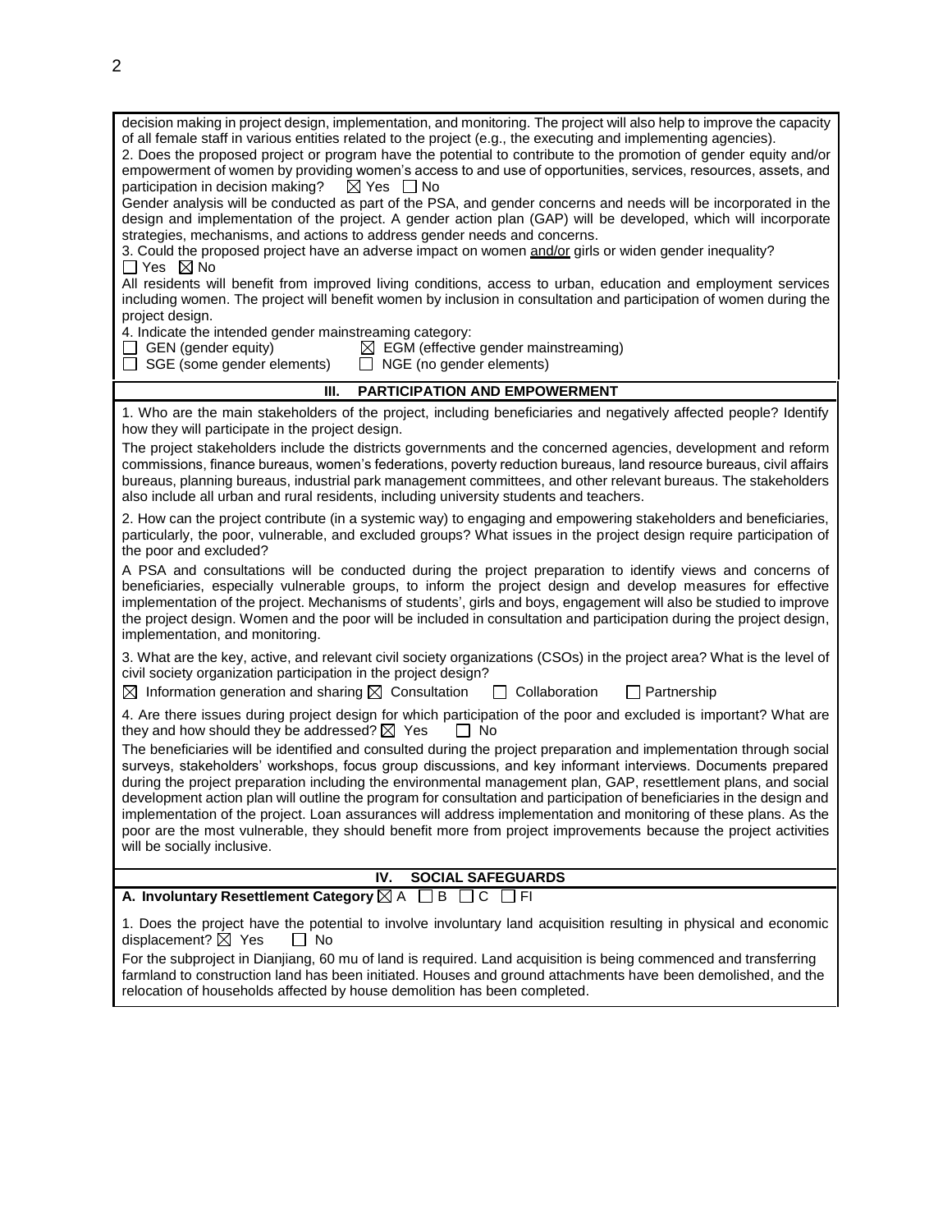decision making in project design, implementation, and monitoring. The project will also help to improve the capacity of all female staff in various entities related to the project (e.g., the executing and implementing agencies).

2. Does the proposed project or program have the potential to contribute to the promotion of gender equity and/or empowerment of women by providing women's access to and use of opportunities, services, resources, assets, and participation in decision making? ☒ Yes ☐ No

Gender analysis will be conducted as part of the PSA, and gender concerns and needs will be incorporated in the design and implementation of the project. A gender action plan (GAP) will be developed, which will incorporate strategies, mechanisms, and actions to address gender needs and concerns.

3. Could the proposed project have an adverse impact on women and/or girls or widen gender inequality?
☐ Yes ☒ No

All residents will benefit from improved living conditions, access to urban, education and employment services including women. The project will benefit women by inclusion in consultation and participation of women during the project design.

4. Indicate the intended gender mainstreaming category:
☐ GEN (gender equity) ☒ EGM (effective gender mainstreaming)
☐ SGE (some gender elements) ☐ NGE (no gender elements)

## III. PARTICIPATION AND EMPOWERMENT

1. Who are the main stakeholders of the project, including beneficiaries and negatively affected people? Identify how they will participate in the project design.

The project stakeholders include the districts governments and the concerned agencies, development and reform commissions, finance bureaus, women's federations, poverty reduction bureaus, land resource bureaus, civil affairs bureaus, planning bureaus, industrial park management committees, and other relevant bureaus. The stakeholders also include all urban and rural residents, including university students and teachers.

2. How can the project contribute (in a systemic way) to engaging and empowering stakeholders and beneficiaries, particularly, the poor, vulnerable, and excluded groups? What issues in the project design require participation of the poor and excluded?

A PSA and consultations will be conducted during the project preparation to identify views and concerns of beneficiaries, especially vulnerable groups, to inform the project design and develop measures for effective implementation of the project. Mechanisms of students', girls and boys, engagement will also be studied to improve the project design. Women and the poor will be included in consultation and participation during the project design, implementation, and monitoring.

3. What are the key, active, and relevant civil society organizations (CSOs) in the project area? What is the level of civil society organization participation in the project design?

☒ Information generation and sharing ☒ Consultation ☐ Collaboration ☐ Partnership

4. Are there issues during project design for which participation of the poor and excluded is important? What are they and how should they be addressed? ☒ Yes ☐ No

The beneficiaries will be identified and consulted during the project preparation and implementation through social surveys, stakeholders' workshops, focus group discussions, and key informant interviews. Documents prepared during the project preparation including the environmental management plan, GAP, resettlement plans, and social development action plan will outline the program for consultation and participation of beneficiaries in the design and implementation of the project. Loan assurances will address implementation and monitoring of these plans. As the poor are the most vulnerable, they should benefit more from project improvements because the project activities will be socially inclusive.

## IV. SOCIAL SAFEGUARDS

**A. Involuntary Resettlement Category** ☒ A ☐ B ☐ C ☐ FI

1. Does the project have the potential to involve involuntary land acquisition resulting in physical and economic displacement? ☒ Yes ☐ No

For the subproject in Dianjiang, 60 mu of land is required. Land acquisition is being commenced and transferring farmland to construction land has been initiated. Houses and ground attachments have been demolished, and the relocation of households affected by house demolition has been completed.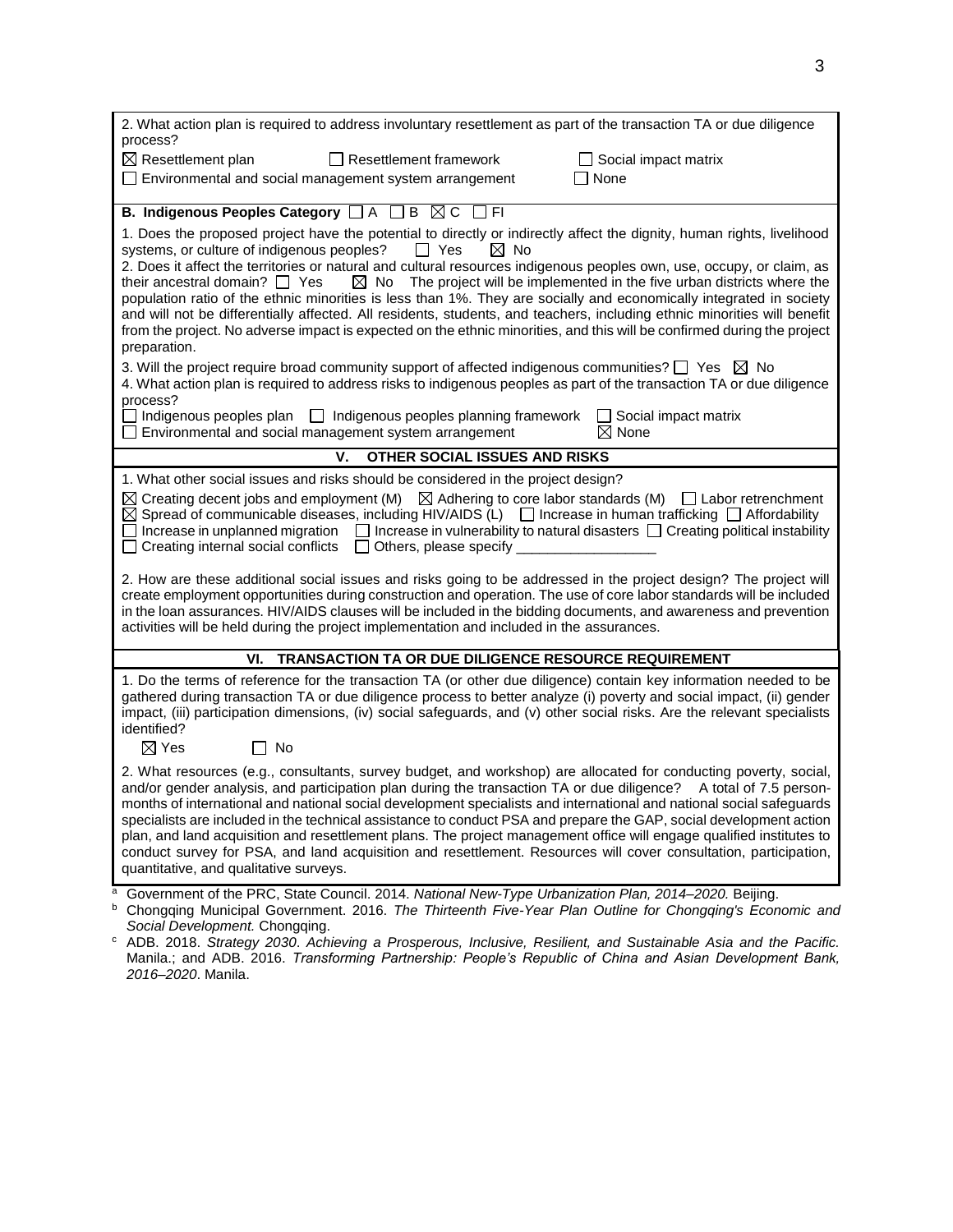2. What action plan is required to address involuntary resettlement as part of the transaction TA or due diligence process?

☒ Resettlement plan ☐ Resettlement framework ☐ Social impact matrix
☐ Environmental and social management system arrangement ☐ None

**B. Indigenous Peoples Category** ☐ A ☐ B ☒ C ☐ FI

1. Does the proposed project have the potential to directly or indirectly affect the dignity, human rights, livelihood systems, or culture of indigenous peoples? ☐ Yes ☒ No
2. Does it affect the territories or natural and cultural resources indigenous peoples own, use, occupy, or claim, as their ancestral domain? ☐ Yes ☒ No The project will be implemented in the five urban districts where the population ratio of the ethnic minorities is less than 1%. They are socially and economically integrated in society and will not be differentially affected. All residents, students, and teachers, including ethnic minorities will benefit from the project. No adverse impact is expected on the ethnic minorities, and this will be confirmed during the project preparation.

3. Will the project require broad community support of affected indigenous communities? ☐ Yes ☒ No
4. What action plan is required to address risks to indigenous peoples as part of the transaction TA or due diligence process?
☐ Indigenous peoples plan ☐ Indigenous peoples planning framework ☐ Social impact matrix
☐ Environmental and social management system arrangement ☒ None

## V. OTHER SOCIAL ISSUES AND RISKS

1. What other social issues and risks should be considered in the project design?

☒ Creating decent jobs and employment (M) ☒ Adhering to core labor standards (M) ☐ Labor retrenchment
☒ Spread of communicable diseases, including HIV/AIDS (L) ☐ Increase in human trafficking ☐ Affordability
☐ Increase in unplanned migration ☐ Increase in vulnerability to natural disasters ☐ Creating political instability
☐ Creating internal social conflicts ☐ Others, please specify ________________

2. How are these additional social issues and risks going to be addressed in the project design? The project will create employment opportunities during construction and operation. The use of core labor standards will be included in the loan assurances. HIV/AIDS clauses will be included in the bidding documents, and awareness and prevention activities will be held during the project implementation and included in the assurances.

## VI. TRANSACTION TA OR DUE DILIGENCE RESOURCE REQUIREMENT

1. Do the terms of reference for the transaction TA (or other due diligence) contain key information needed to be gathered during transaction TA or due diligence process to better analyze (i) poverty and social impact, (ii) gender impact, (iii) participation dimensions, (iv) social safeguards, and (v) other social risks. Are the relevant specialists identified?

☒ Yes ☐ No

2. What resources (e.g., consultants, survey budget, and workshop) are allocated for conducting poverty, social, and/or gender analysis, and participation plan during the transaction TA or due diligence? A total of 7.5 person-months of international and national social development specialists and international and national social safeguards specialists are included in the technical assistance to conduct PSA and prepare the GAP, social development action plan, and land acquisition and resettlement plans. The project management office will engage qualified institutes to conduct survey for PSA, and land acquisition and resettlement. Resources will cover consultation, participation, quantitative, and qualitative surveys.

[a] Government of the PRC, State Council. 2014. *National New-Type Urbanization Plan, 2014–2020.* Beijing.
[b] Chongqing Municipal Government. 2016. *The Thirteenth Five-Year Plan Outline for Chongqing's Economic and Social Development.* Chongqing.
[c] ADB. 2018. *Strategy 2030. Achieving a Prosperous, Inclusive, Resilient, and Sustainable Asia and the Pacific.* Manila.; and ADB. 2016. *Transforming Partnership: People's Republic of China and Asian Development Bank, 2016–2020*. Manila.